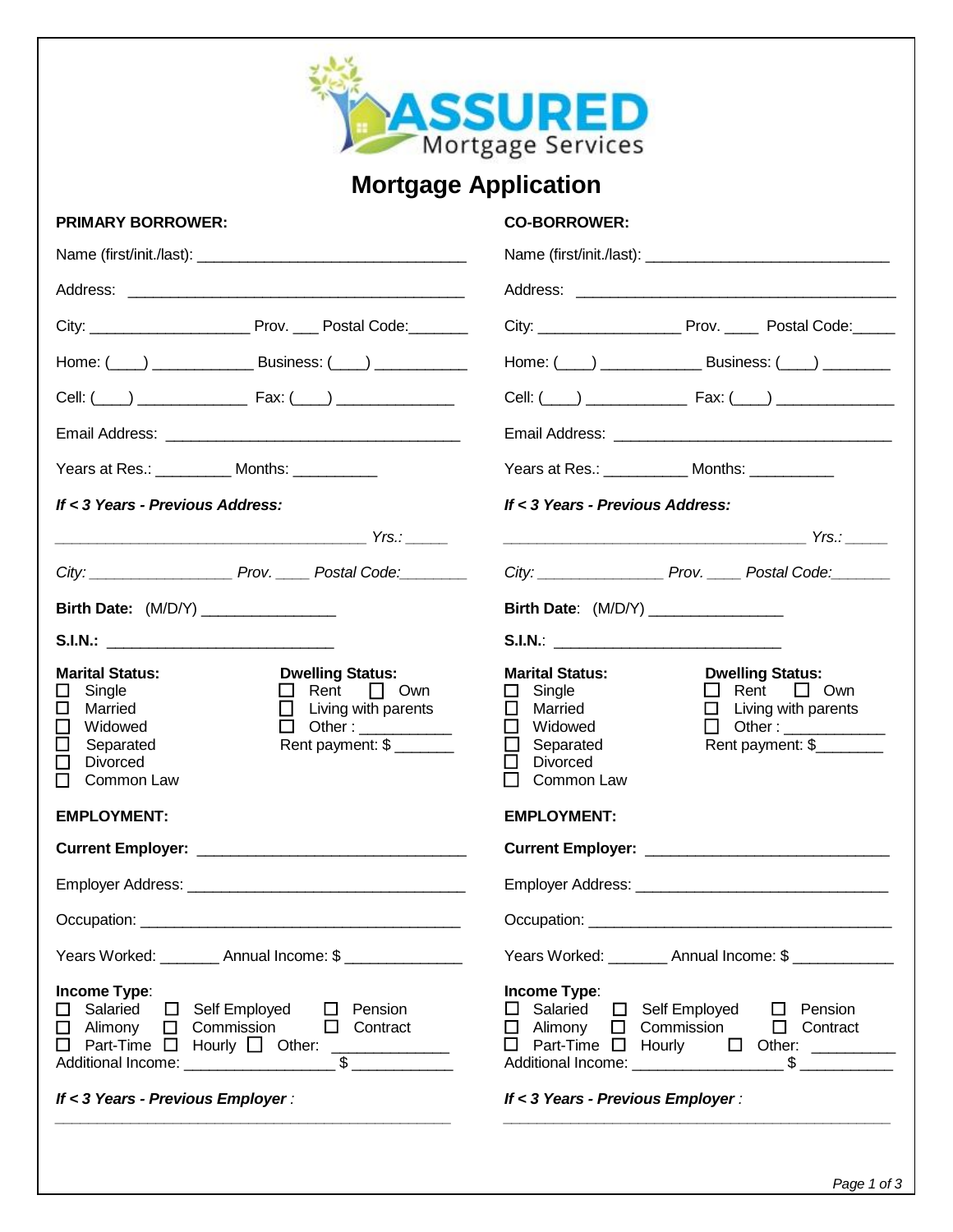# ASSURED Mortgage Services

## Mortgage Application

### PRIMARY BORROWER:

Name (first/init./last): ______________________________

Address: ______________________________________

City: __________________ Prov. ___ Postal Code:_______

Home: (____) ___________ Business: (____) __________

Cell: (____) ____________ Fax: (____) _____________

Email Address: _________________________________

Years at Res.: ________ Months: _________

***If < 3 Years - Previous Address:***

*___________________________________ Yrs.: _____*

*City: ________________ Prov. ____ Postal Code:_______*

**Birth Date:** (M/D/Y) _______________

**S.I.N.:** _________________________

**Marital Status:**
- ☐ Single
- ☐ Married
- ☐ Widowed
- ☐ Separated
- ☐ Divorced
- ☐ Common Law

**Dwelling Status:**
- ☐ Rent ☐ Own
- ☐ Living with parents
- ☐ Other : ___________

Rent payment: $ _______

**EMPLOYMENT:**

**Current Employer:** ______________________________

Employer Address: _______________________________

Occupation: ___________________________________

Years Worked: _______ Annual Income: $ _____________

**Income Type**:
- ☐ Salaried ☐ Self Employed ☐ Pension
- ☐ Alimony ☐ Commission ☐ Contract
- ☐ Part-Time ☐ Hourly ☐ Other: _____________

Additional Income: _________________ $ ___________

***If < 3 Years - Previous Employer*** *:*

______________________________________________

### CO-BORROWER:

Name (first/init./last): ___________________________

Address: ____________________________________

City: ________________ Prov. ____ Postal Code:_____

Home: (____) ___________ Business: (____) _______

Cell: (____) ___________ Fax: (____) _____________

Email Address: _______________________________

Years at Res.: _________ Months: _________

***If < 3 Years - Previous Address:***

*__________________________________ Yrs.: _____*

*City: ______________ Prov. ____ Postal Code:______*

**Birth Date**: (M/D/Y) _______________

**S.I.N.**: _________________________

**Marital Status:**
- ☐ Single
- ☐ Married
- ☐ Widowed
- ☐ Separated
- ☐ Divorced
- ☐ Common Law

**Dwelling Status:**
- ☐ Rent ☐ Own
- ☐ Living with parents
- ☐ Other : ___________

Rent payment: $________

**EMPLOYMENT:**

**Current Employer:** ___________________________

Employer Address: ____________________________

Occupation: __________________________________

Years Worked: _______ Annual Income: $ ___________

**Income Type**:
- ☐ Salaried ☐ Self Employed ☐ Pension
- ☐ Alimony ☐ Commission ☐ Contract
- ☐ Part-Time ☐ Hourly ☐ Other: _________

Additional Income: _________________ $ __________

***If < 3 Years - Previous Employer*** *:*

____________________________________________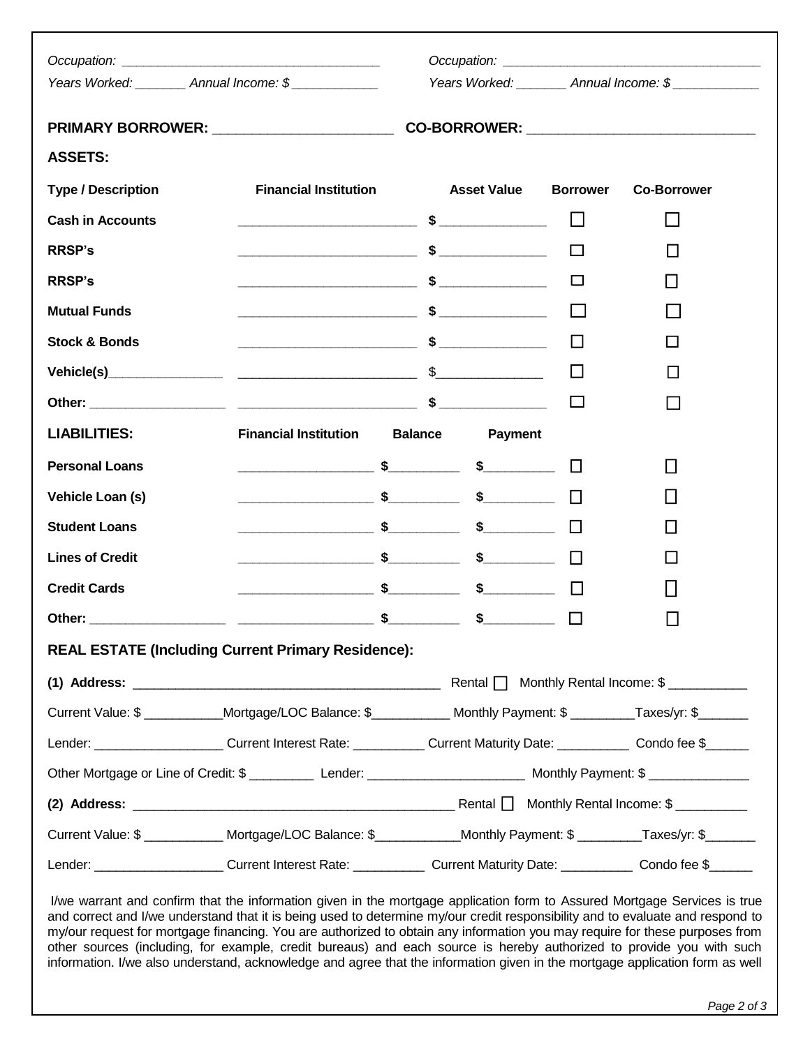*Occupation: ___________________________________*

*Years Worked: _______ Annual Income: $ ____________*

*Occupation: ___________________________________*

*Years Worked: _______ Annual Income: $ ____________*

**PRIMARY BORROWER: _______________________ CO-BORROWER: _____________________________**

**ASSETS:**

| Type / Description | Financial Institution | Asset Value | Borrower | Co-Borrower |
|---|---|---|---|---|
| **Cash in Accounts** | ________________________ | $ ______________ | ☐ | ☐ |
| **RRSP's** | ________________________ | $ ______________ | ☐ | ☐ |
| **RRSP's** | ________________________ | $ ______________ | ☐ | ☐ |
| **Mutual Funds** | ________________________ | $ ______________ | ☐ | ☐ |
| **Stock & Bonds** | ________________________ | $ ______________ | ☐ | ☐ |
| **Vehicle(s)**________________ | ________________________ | $______________ | ☐ | ☐ |
| **Other:** ___________________ | ________________________ | $ ______________ | ☐ | ☐ |

| LIABILITIES: | Financial Institution | Balance | Payment | Borrower | Co-Borrower |
|---|---|---|---|---|---|
| **Personal Loans** | ___________________ | $_________ | $_________ | ☐ | ☐ |
| **Vehicle Loan (s)** | ___________________ | $_________ | $_________ | ☐ | ☐ |
| **Student Loans** | ___________________ | $_________ | $_________ | ☐ | ☐ |
| **Lines of Credit** | ___________________ | $_________ | $_________ | ☐ | ☐ |
| **Credit Cards** | ___________________ | $_________ | $_________ | ☐ | ☐ |
| **Other:** ___________________ | ___________________ | $_________ | $_________ | ☐ | ☐ |

**REAL ESTATE (Including Current Primary Residence):**

**(1) Address:** ___________________________________________ Rental ☐ Monthly Rental Income: $ ___________

Current Value: $ ___________Mortgage/LOC Balance: $___________ Monthly Payment: $ _________Taxes/yr: $_______

Lender: __________________ Current Interest Rate: __________ Current Maturity Date: __________ Condo fee $______

Other Mortgage or Line of Credit: $ _________ Lender: ______________________ Monthly Payment: $ ______________

**(2) Address:** _____________________________________________ Rental ☐ Monthly Rental Income: $ __________

Current Value: $ ___________ Mortgage/LOC Balance: $____________Monthly Payment: $ _________Taxes/yr: $_______

Lender: __________________ Current Interest Rate: __________ Current Maturity Date: __________ Condo fee $______

I/we warrant and confirm that the information given in the mortgage application form to Assured Mortgage Services is true and correct and I/we understand that it is being used to determine my/our credit responsibility and to evaluate and respond to my/our request for mortgage financing. You are authorized to obtain any information you may require for these purposes from other sources (including, for example, credit bureaus) and each source is hereby authorized to provide you with such information. I/we also understand, acknowledge and agree that the information given in the mortgage application form as well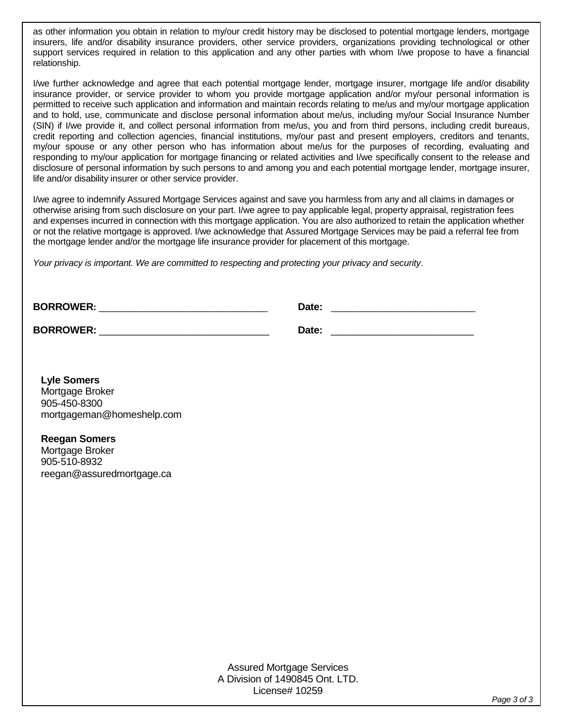as other information you obtain in relation to my/our credit history may be disclosed to potential mortgage lenders, mortgage insurers, life and/or disability insurance providers, other service providers, organizations providing technological or other support services required in relation to this application and any other parties with whom I/we propose to have a financial relationship.

I/we further acknowledge and agree that each potential mortgage lender, mortgage insurer, mortgage life and/or disability insurance provider, or service provider to whom you provide mortgage application and/or my/our personal information is permitted to receive such application and information and maintain records relating to me/us and my/our mortgage application and to hold, use, communicate and disclose personal information about me/us, including my/our Social Insurance Number (SIN) if I/we provide it, and collect personal information from me/us, you and from third persons, including credit bureaus, credit reporting and collection agencies, financial institutions, my/our past and present employers, creditors and tenants, my/our spouse or any other person who has information about me/us for the purposes of recording, evaluating and responding to my/our application for mortgage financing or related activities and I/we specifically consent to the release and disclosure of personal information by such persons to and among you and each potential mortgage lender, mortgage insurer, life and/or disability insurer or other service provider.

I/we agree to indemnify Assured Mortgage Services against and save you harmless from any and all claims in damages or otherwise arising from such disclosure on your part. I/we agree to pay applicable legal, property appraisal, registration fees and expenses incurred in connection with this mortgage application. You are also authorized to retain the application whether or not the relative mortgage is approved. I/we acknowledge that Assured Mortgage Services may be paid a referral fee from the mortgage lender and/or the mortgage life insurance provider for placement of this mortgage.

*Your privacy is important. We are committed to respecting and protecting your privacy and security*.

**BORROWER:** ________________________________ **Date:** ___________________________

**BORROWER:** ________________________________ **Date:** ___________________________

**Lyle Somers**
Mortgage Broker
905-450-8300
mortgageman@homeshelp.com

**Reegan Somers**
Mortgage Broker
905-510-8932
reegan@assuredmortgage.ca

Assured Mortgage Services
A Division of 1490845 Ont. LTD.
License# 10259